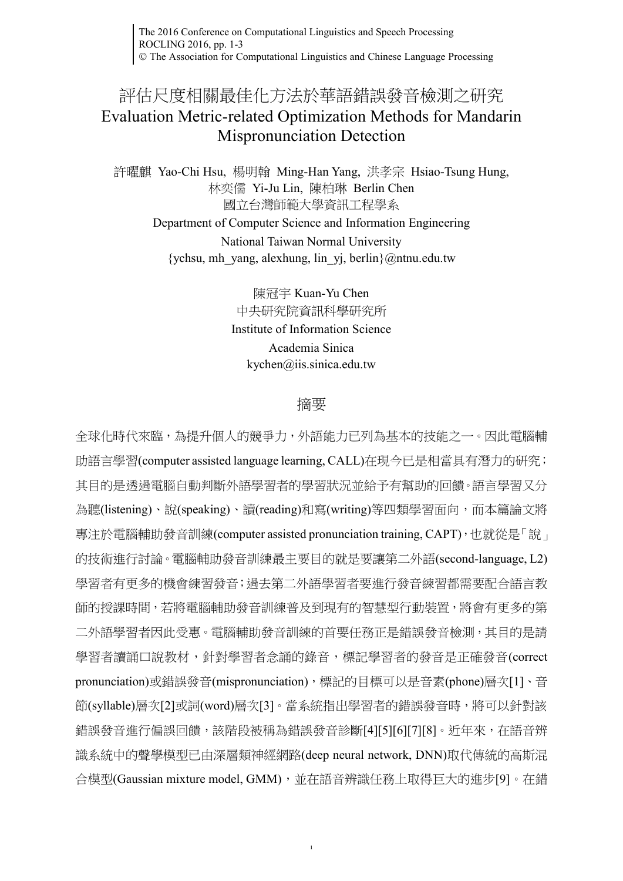# 評估尺度相關最佳化方法於華語錯誤發音檢測之研究
# Evaluation Metric-related Optimization Methods for Mandarin Mispronunciation Detection

許曜麒 Yao-Chi Hsu, 楊明翰 Ming-Han Yang, 洪孝宗 Hsiao-Tsung Hung, 林奕儒 Yi-Ju Lin, 陳柏琳 Berlin Chen

國立台灣師範大學資訊工程學系

Department of Computer Science and Information Engineering

National Taiwan Normal University

{ychsu, mh_yang, alexhung, lin_yj, berlin}@ntnu.edu.tw

陳冠宇 Kuan-Yu Chen

中央研究院資訊科學研究所

Institute of Information Science

Academia Sinica

kychen@iis.sinica.edu.tw

## 摘要

全球化時代來臨，為提升個人的競爭力，外語能力已列為基本的技能之一。因此電腦輔助語言學習(computer assisted language learning, CALL)在現今已是相當具有潛力的研究；其目的是透過電腦自動判斷外語學習者的學習狀況並給予有幫助的回饋。語言學習又分為聽(listening)、說(speaking)、讀(reading)和寫(writing)等四類學習面向，而本篇論文將專注於電腦輔助發音訓練(computer assisted pronunciation training, CAPT)，也就從是「說」的技術進行討論。電腦輔助發音訓練最主要目的就是要讓第二外語(second-language, L2)學習者有更多的機會練習發音；過去第二外語學習者要進行發音練習都需要配合語言教師的授課時間，若將電腦輔助發音訓練普及到現有的智慧型行動裝置，將會有更多的第二外語學習者因此受惠。電腦輔助發音訓練的首要任務正是錯誤發音檢測，其目的是請學習者讀誦口說教材，針對學習者念誦的錄音，標記學習者的發音是正確發音(correct pronunciation)或錯誤發音(mispronunciation)，標記的目標可以是音素(phone)層次[1]、音節(syllable)層次[2]或詞(word)層次[3]。當系統指出學習者的錯誤發音時，將可以針對該錯誤發音進行偏誤回饋，該階段被稱為錯誤發音診斷[4][5][6][7][8]。近年來，在語音辨識系統中的聲學模型已由深層類神經網路(deep neural network, DNN)取代傳統的高斯混合模型(Gaussian mixture model, GMM)，並在語音辨識任務上取得巨大的進步[9]。在錯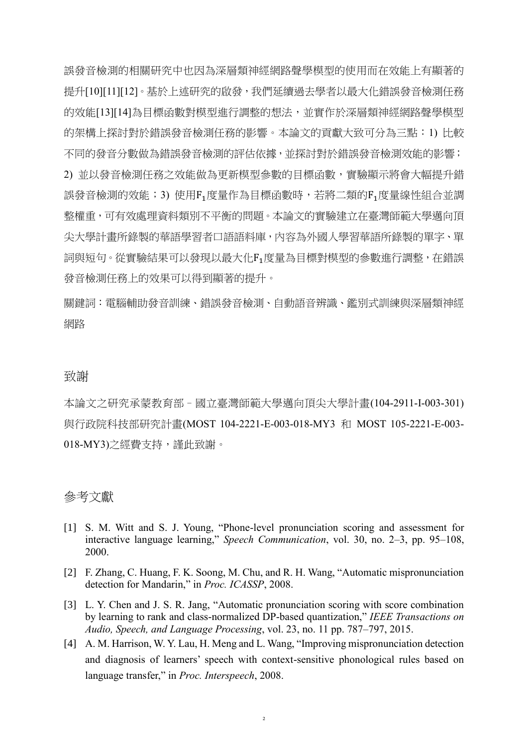誤發音檢測的相關研究中也因為深層類神經網路聲學模型的使用而在效能上有顯著的提升[10][11][12]。基於上述研究的啟發，我們延續過去學者以最大化錯誤發音檢測任務的效能[13][14]為目標函數對模型進行調整的想法，並實作於深層類神經網路聲學模型的架構上探討對於錯誤發音檢測任務的影響。本論文的貢獻大致可分為三點：1) 比較不同的發音分數做為錯誤發音檢測的評估依據，並探討對於錯誤發音檢測效能的影響；2) 並以發音檢測任務之效能做為更新模型參數的目標函數，實驗顯示將會大幅提升錯誤發音檢測的效能；3) 使用$\mathrm{F_1}$度量作為目標函數時，若將二類的$\mathrm{F_1}$度量線性組合並調整權重，可有效處理資料類別不平衡的問題。本論文的實驗建立在臺灣師範大學邁向頂尖大學計畫所錄製的華語學習者口語語料庫，內容為外國人學習華語所錄製的單字、單詞與短句。從實驗結果可以發現以最大化$\mathrm{F_1}$度量為目標對模型的參數進行調整，在錯誤發音檢測任務上的效果可以得到顯著的提升。

關鍵詞：電腦輔助發音訓練、錯誤發音檢測、自動語音辨識、鑑別式訓練與深層類神經網路

## 致謝

本論文之研究承蒙教育部－國立臺灣師範大學邁向頂尖大學計畫(104-2911-I-003-301)與行政院科技部研究計畫(MOST 104-2221-E-003-018-MY3 和 MOST 105-2221-E-003-018-MY3)之經費支持，謹此致謝。

## 參考文獻

[1] S. M. Witt and S. J. Young, "Phone-level pronunciation scoring and assessment for interactive language learning," *Speech Communication*, vol. 30, no. 2–3, pp. 95–108, 2000.

[2] F. Zhang, C. Huang, F. K. Soong, M. Chu, and R. H. Wang, "Automatic mispronunciation detection for Mandarin," in *Proc. ICASSP*, 2008.

[3] L. Y. Chen and J. S. R. Jang, "Automatic pronunciation scoring with score combination by learning to rank and class-normalized DP-based quantization," *IEEE Transactions on Audio, Speech, and Language Processing*, vol. 23, no. 11 pp. 787–797, 2015.

[4] A. M. Harrison, W. Y. Lau, H. Meng and L. Wang, "Improving mispronunciation detection and diagnosis of learners' speech with context-sensitive phonological rules based on language transfer," in *Proc. Interspeech*, 2008.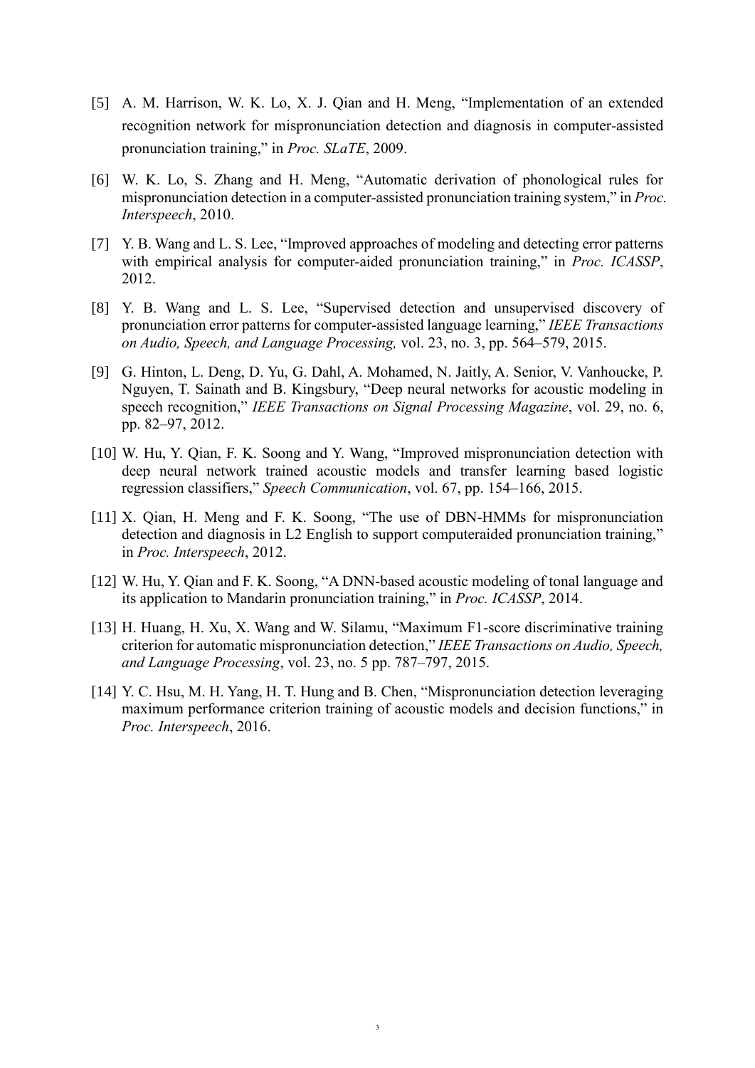[5] A. M. Harrison, W. K. Lo, X. J. Qian and H. Meng, "Implementation of an extended recognition network for mispronunciation detection and diagnosis in computer-assisted pronunciation training," in *Proc. SLaTE*, 2009.

[6] W. K. Lo, S. Zhang and H. Meng, "Automatic derivation of phonological rules for mispronunciation detection in a computer-assisted pronunciation training system," in *Proc. Interspeech*, 2010.

[7] Y. B. Wang and L. S. Lee, "Improved approaches of modeling and detecting error patterns with empirical analysis for computer-aided pronunciation training," in *Proc. ICASSP*, 2012.

[8] Y. B. Wang and L. S. Lee, "Supervised detection and unsupervised discovery of pronunciation error patterns for computer-assisted language learning," *IEEE Transactions on Audio, Speech, and Language Processing,* vol. 23, no. 3, pp. 564–579, 2015.

[9] G. Hinton, L. Deng, D. Yu, G. Dahl, A. Mohamed, N. Jaitly, A. Senior, V. Vanhoucke, P. Nguyen, T. Sainath and B. Kingsbury, "Deep neural networks for acoustic modeling in speech recognition," *IEEE Transactions on Signal Processing Magazine*, vol. 29, no. 6, pp. 82–97, 2012.

[10] W. Hu, Y. Qian, F. K. Soong and Y. Wang, "Improved mispronunciation detection with deep neural network trained acoustic models and transfer learning based logistic regression classifiers," *Speech Communication*, vol. 67, pp. 154–166, 2015.

[11] X. Qian, H. Meng and F. K. Soong, "The use of DBN-HMMs for mispronunciation detection and diagnosis in L2 English to support computeraided pronunciation training," in *Proc. Interspeech*, 2012.

[12] W. Hu, Y. Qian and F. K. Soong, "A DNN-based acoustic modeling of tonal language and its application to Mandarin pronunciation training," in *Proc. ICASSP*, 2014.

[13] H. Huang, H. Xu, X. Wang and W. Silamu, "Maximum F1-score discriminative training criterion for automatic mispronunciation detection," *IEEE Transactions on Audio, Speech, and Language Processing*, vol. 23, no. 5 pp. 787–797, 2015.

[14] Y. C. Hsu, M. H. Yang, H. T. Hung and B. Chen, "Mispronunciation detection leveraging maximum performance criterion training of acoustic models and decision functions," in *Proc. Interspeech*, 2016.